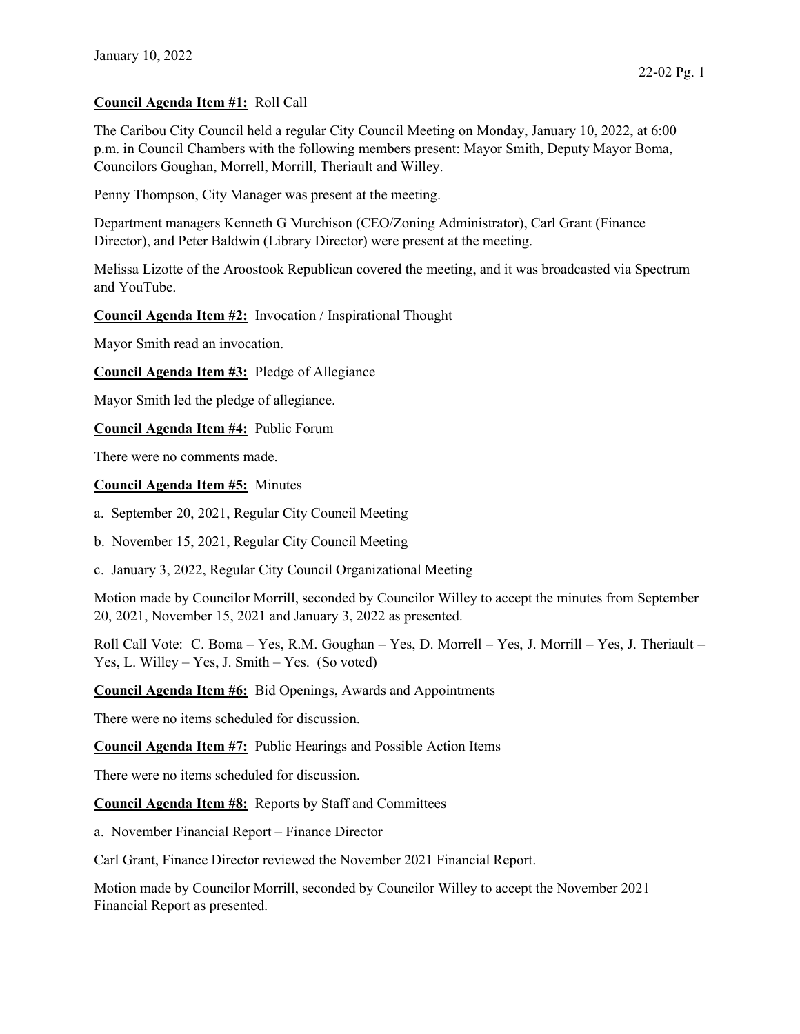January 10, 2022

**Council Agenda Item #1:** Roll Call

The Caribou City Council held a regular City Council Meeting on Monday, January 10, 2022, at 6:00 p.m. in Council Chambers with the following members present: Mayor Smith, Deputy Mayor Boma, Councilors Goughan, Morrell, Morrill, Theriault and Willey.

Penny Thompson, City Manager was present at the meeting.

Department managers Kenneth G Murchison (CEO/Zoning Administrator), Carl Grant (Finance Director), and Peter Baldwin (Library Director) were present at the meeting.

Melissa Lizotte of the Aroostook Republican covered the meeting, and it was broadcasted via Spectrum and YouTube.

**Council Agenda Item #2:** Invocation / Inspirational Thought

Mayor Smith read an invocation.

**Council Agenda Item #3:** Pledge of Allegiance

Mayor Smith led the pledge of allegiance.

**Council Agenda Item #4:** Public Forum

There were no comments made.

**Council Agenda Item #5:** Minutes

a. September 20, 2021, Regular City Council Meeting

b. November 15, 2021, Regular City Council Meeting

c. January 3, 2022, Regular City Council Organizational Meeting

Motion made by Councilor Morrill, seconded by Councilor Willey to accept the minutes from September 20, 2021, November 15, 2021 and January 3, 2022 as presented.

Roll Call Vote: C. Boma – Yes, R.M. Goughan – Yes, D. Morrell – Yes, J. Morrill – Yes, J. Theriault – Yes, L. Willey – Yes, J. Smith – Yes. (So voted)

**Council Agenda Item #6:** Bid Openings, Awards and Appointments

There were no items scheduled for discussion.

**Council Agenda Item #7:** Public Hearings and Possible Action Items

There were no items scheduled for discussion.

**Council Agenda Item #8:** Reports by Staff and Committees

a. November Financial Report – Finance Director

Carl Grant, Finance Director reviewed the November 2021 Financial Report.

Motion made by Councilor Morrill, seconded by Councilor Willey to accept the November 2021 Financial Report as presented.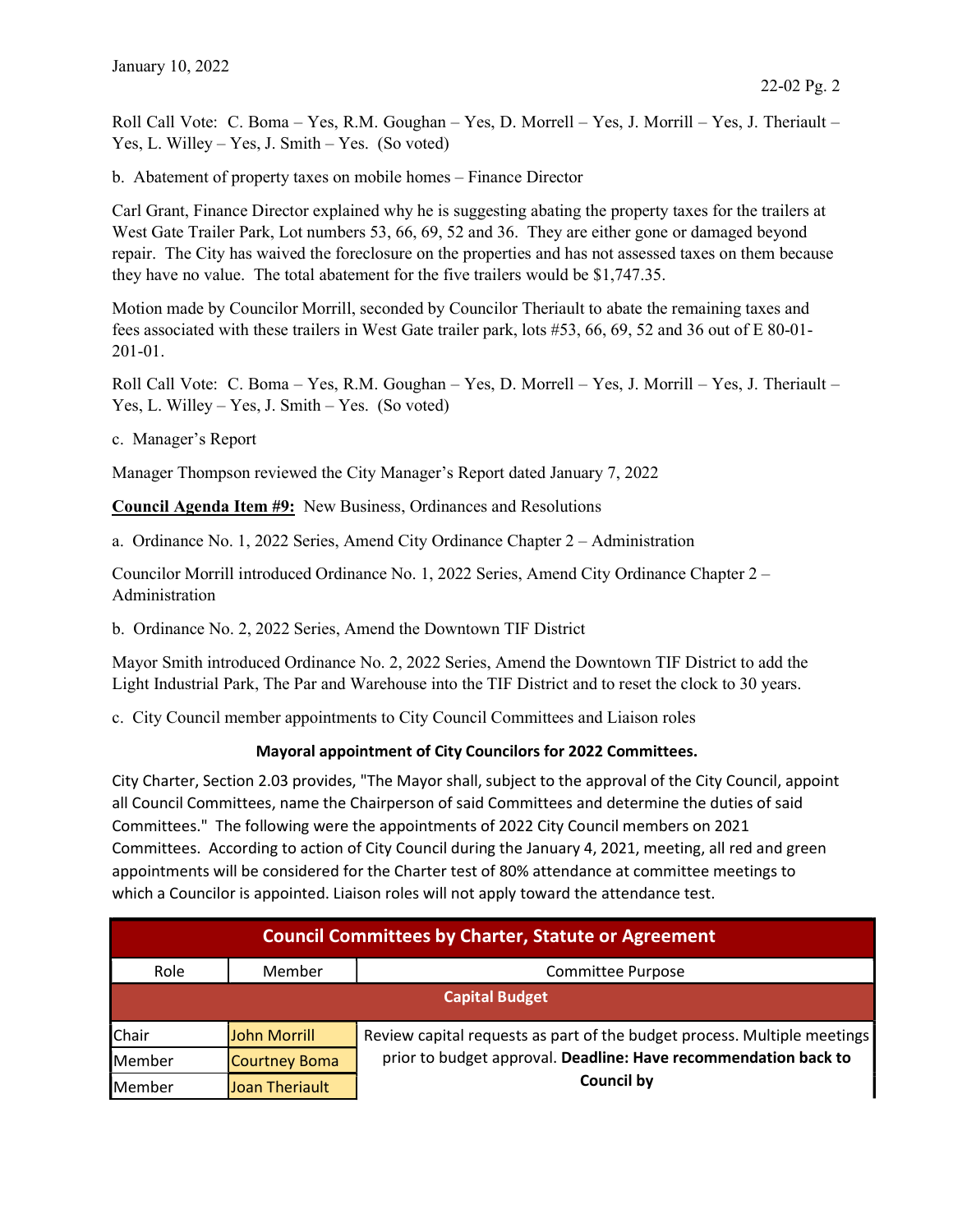Roll Call Vote: C. Boma – Yes, R.M. Goughan – Yes, D. Morrell – Yes, J. Morrill – Yes, J. Theriault – Yes, L. Willey – Yes, J. Smith – Yes. (So voted)

b. Abatement of property taxes on mobile homes – Finance Director

Carl Grant, Finance Director explained why he is suggesting abating the property taxes for the trailers at West Gate Trailer Park, Lot numbers 53, 66, 69, 52 and 36. They are either gone or damaged beyond repair. The City has waived the foreclosure on the properties and has not assessed taxes on them because they have no value. The total abatement for the five trailers would be $1,747.35.

Motion made by Councilor Morrill, seconded by Councilor Theriault to abate the remaining taxes and fees associated with these trailers in West Gate trailer park, lots #53, 66, 69, 52 and 36 out of E 80-01-201-01.

Roll Call Vote: C. Boma – Yes, R.M. Goughan – Yes, D. Morrell – Yes, J. Morrill – Yes, J. Theriault – Yes, L. Willey – Yes, J. Smith – Yes. (So voted)

c. Manager's Report

Manager Thompson reviewed the City Manager's Report dated January 7, 2022

**Council Agenda Item #9:** New Business, Ordinances and Resolutions

a. Ordinance No. 1, 2022 Series, Amend City Ordinance Chapter 2 – Administration

Councilor Morrill introduced Ordinance No. 1, 2022 Series, Amend City Ordinance Chapter 2 – Administration

b. Ordinance No. 2, 2022 Series, Amend the Downtown TIF District

Mayor Smith introduced Ordinance No. 2, 2022 Series, Amend the Downtown TIF District to add the Light Industrial Park, The Par and Warehouse into the TIF District and to reset the clock to 30 years.

c. City Council member appointments to City Council Committees and Liaison roles

**Mayoral appointment of City Councilors for 2022 Committees.**

City Charter, Section 2.03 provides, "The Mayor shall, subject to the approval of the City Council, appoint all Council Committees, name the Chairperson of said Committees and determine the duties of said Committees." The following were the appointments of 2022 City Council members on 2021 Committees. According to action of City Council during the January 4, 2021, meeting, all red and green appointments will be considered for the Charter test of 80% attendance at committee meetings to which a Councilor is appointed. Liaison roles will not apply toward the attendance test.

| Council Committees by Charter, Statute or Agreement | | |
|---|---|---|
| Role | Member | Committee Purpose |
| **Capital Budget** | | |
| Chair | John Morrill | Review capital requests as part of the budget process. Multiple meetings prior to budget approval. **Deadline: Have recommendation back to Council by** |
| Member | Courtney Boma | |
| Member | Joan Theriault | |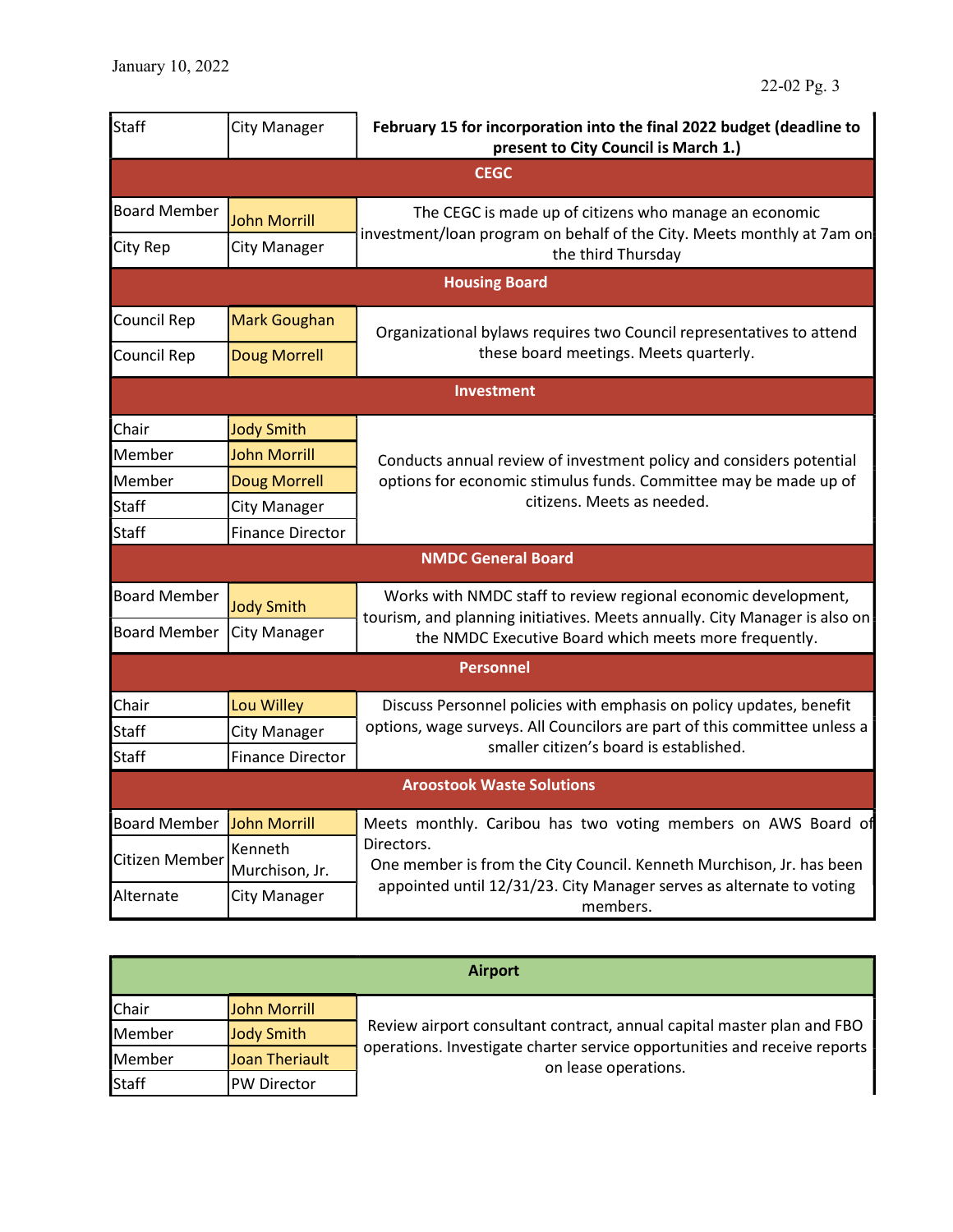| Staff | City Manager | February 15 for incorporation into the final 2022 budget (deadline to present to City Council is March 1.) |
|---|---|---|
| **CEGC** | | |
| Board Member | John Morrill | The CEGC is made up of citizens who manage an economic investment/loan program on behalf of the City. Meets monthly at 7am on the third Thursday |
| City Rep | City Manager | |
| **Housing Board** | | |
| Council Rep | Mark Goughan | Organizational bylaws requires two Council representatives to attend these board meetings. Meets quarterly. |
| Council Rep | Doug Morrell | |
| **Investment** | | |
| Chair | Jody Smith | Conducts annual review of investment policy and considers potential options for economic stimulus funds. Committee may be made up of citizens. Meets as needed. |
| Member | John Morrill | |
| Member | Doug Morrell | |
| Staff | City Manager | |
| Staff | Finance Director | |
| **NMDC General Board** | | |
| Board Member | Jody Smith | Works with NMDC staff to review regional economic development, tourism, and planning initiatives. Meets annually. City Manager is also on the NMDC Executive Board which meets more frequently. |
| Board Member | City Manager | |
| **Personnel** | | |
| Chair | Lou Willey | Discuss Personnel policies with emphasis on policy updates, benefit options, wage surveys. All Councilors are part of this committee unless a smaller citizen's board is established. |
| Staff | City Manager | |
| Staff | Finance Director | |
| **Aroostook Waste Solutions** | | |
| Board Member | John Morrill | Meets monthly. Caribou has two voting members on AWS Board of Directors. One member is from the City Council. Kenneth Murchison, Jr. has been appointed until 12/31/23. City Manager serves as alternate to voting members. |
| Citizen Member | Kenneth Murchison, Jr. | |
| Alternate | City Manager | |

| **Airport** | | |
|---|---|---|
| Chair | John Morrill | Review airport consultant contract, annual capital master plan and FBO operations. Investigate charter service opportunities and receive reports on lease operations. |
| Member | Jody Smith | |
| Member | Joan Theriault | |
| Staff | PW Director | |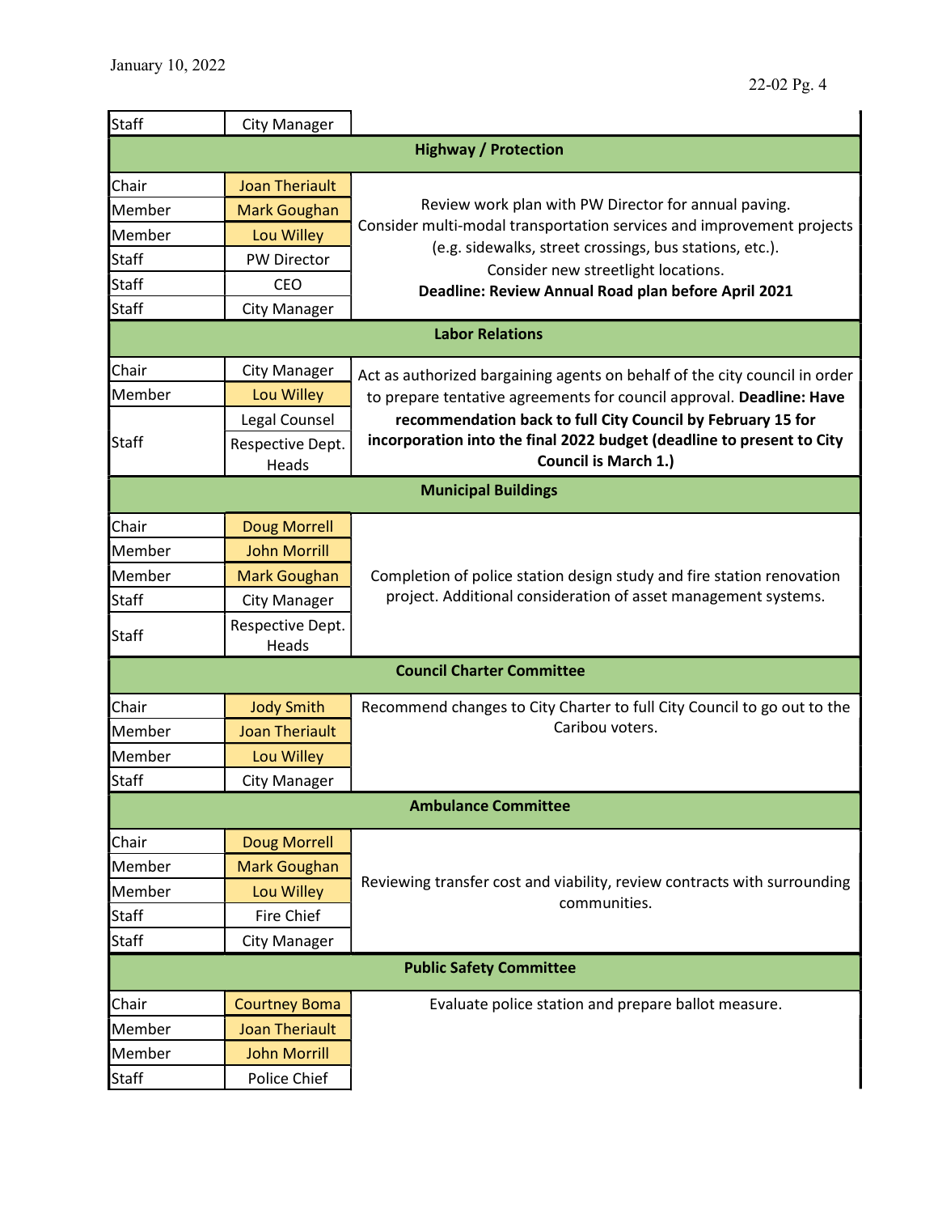January 10, 2022

| Staff | City Manager | |
|---|---|---|
| **Highway / Protection** | | |
| Chair | Joan Theriault | Review work plan with PW Director for annual paving. Consider multi-modal transportation services and improvement projects (e.g. sidewalks, street crossings, bus stations, etc.). Consider new streetlight locations. **Deadline: Review Annual Road plan before April 2021** |
| Member | Mark Goughan | |
| Member | Lou Willey | |
| Staff | PW Director | |
| Staff | CEO | |
| Staff | City Manager | |
| **Labor Relations** | | |
| Chair | City Manager | Act as authorized bargaining agents on behalf of the city council in order to prepare tentative agreements for council approval. **Deadline: Have recommendation back to full City Council by February 15 for incorporation into the final 2022 budget (deadline to present to City Council is March 1.)** |
| Member | Lou Willey | |
| Staff | Legal Counsel | |
| | Respective Dept. Heads | |
| **Municipal Buildings** | | |
| Chair | Doug Morrell | Completion of police station design study and fire station renovation project. Additional consideration of asset management systems. |
| Member | John Morrill | |
| Member | Mark Goughan | |
| Staff | City Manager | |
| Staff | Respective Dept. Heads | |
| **Council Charter Committee** | | |
| Chair | Jody Smith | Recommend changes to City Charter to full City Council to go out to the Caribou voters. |
| Member | Joan Theriault | |
| Member | Lou Willey | |
| Staff | City Manager | |
| **Ambulance Committee** | | |
| Chair | Doug Morrell | Reviewing transfer cost and viability, review contracts with surrounding communities. |
| Member | Mark Goughan | |
| Member | Lou Willey | |
| Staff | Fire Chief | |
| Staff | City Manager | |
| **Public Safety Committee** | | |
| Chair | Courtney Boma | Evaluate police station and prepare ballot measure. |
| Member | Joan Theriault | |
| Member | John Morrill | |
| Staff | Police Chief | |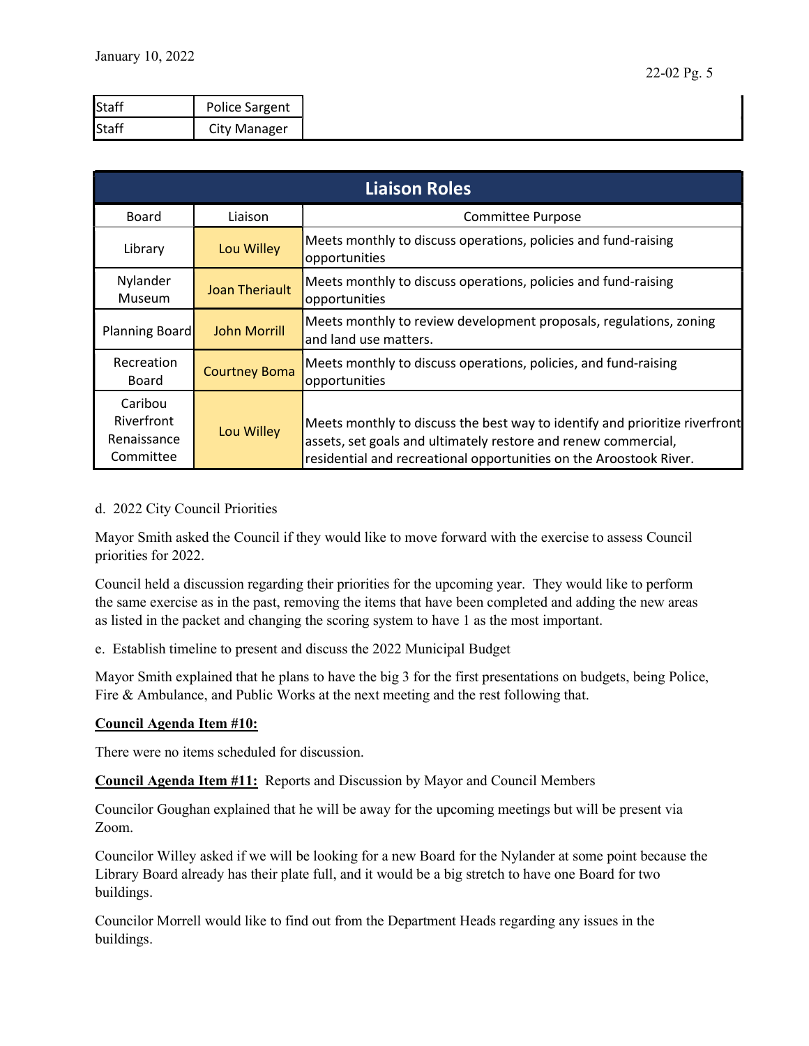| Staff | Police Sargent | |
|---|---|---|
| Staff | City Manager | |

| Liaison Roles | | |
|---|---|---|
| Board | Liaison | Committee Purpose |
| Library | Lou Willey | Meets monthly to discuss operations, policies and fund-raising opportunities |
| Nylander Museum | Joan Theriault | Meets monthly to discuss operations, policies and fund-raising opportunities |
| Planning Board | John Morrill | Meets monthly to review development proposals, regulations, zoning and land use matters. |
| Recreation Board | Courtney Boma | Meets monthly to discuss operations, policies, and fund-raising opportunities |
| Caribou Riverfront Renaissance Committee | Lou Willey | Meets monthly to discuss the best way to identify and prioritize riverfront assets, set goals and ultimately restore and renew commercial, residential and recreational opportunities on the Aroostook River. |

d. 2022 City Council Priorities

Mayor Smith asked the Council if they would like to move forward with the exercise to assess Council priorities for 2022.

Council held a discussion regarding their priorities for the upcoming year. They would like to perform the same exercise as in the past, removing the items that have been completed and adding the new areas as listed in the packet and changing the scoring system to have 1 as the most important.

e. Establish timeline to present and discuss the 2022 Municipal Budget

Mayor Smith explained that he plans to have the big 3 for the first presentations on budgets, being Police, Fire & Ambulance, and Public Works at the next meeting and the rest following that.

**Council Agenda Item #10:**

There were no items scheduled for discussion.

**Council Agenda Item #11:** Reports and Discussion by Mayor and Council Members

Councilor Goughan explained that he will be away for the upcoming meetings but will be present via Zoom.

Councilor Willey asked if we will be looking for a new Board for the Nylander at some point because the Library Board already has their plate full, and it would be a big stretch to have one Board for two buildings.

Councilor Morrell would like to find out from the Department Heads regarding any issues in the buildings.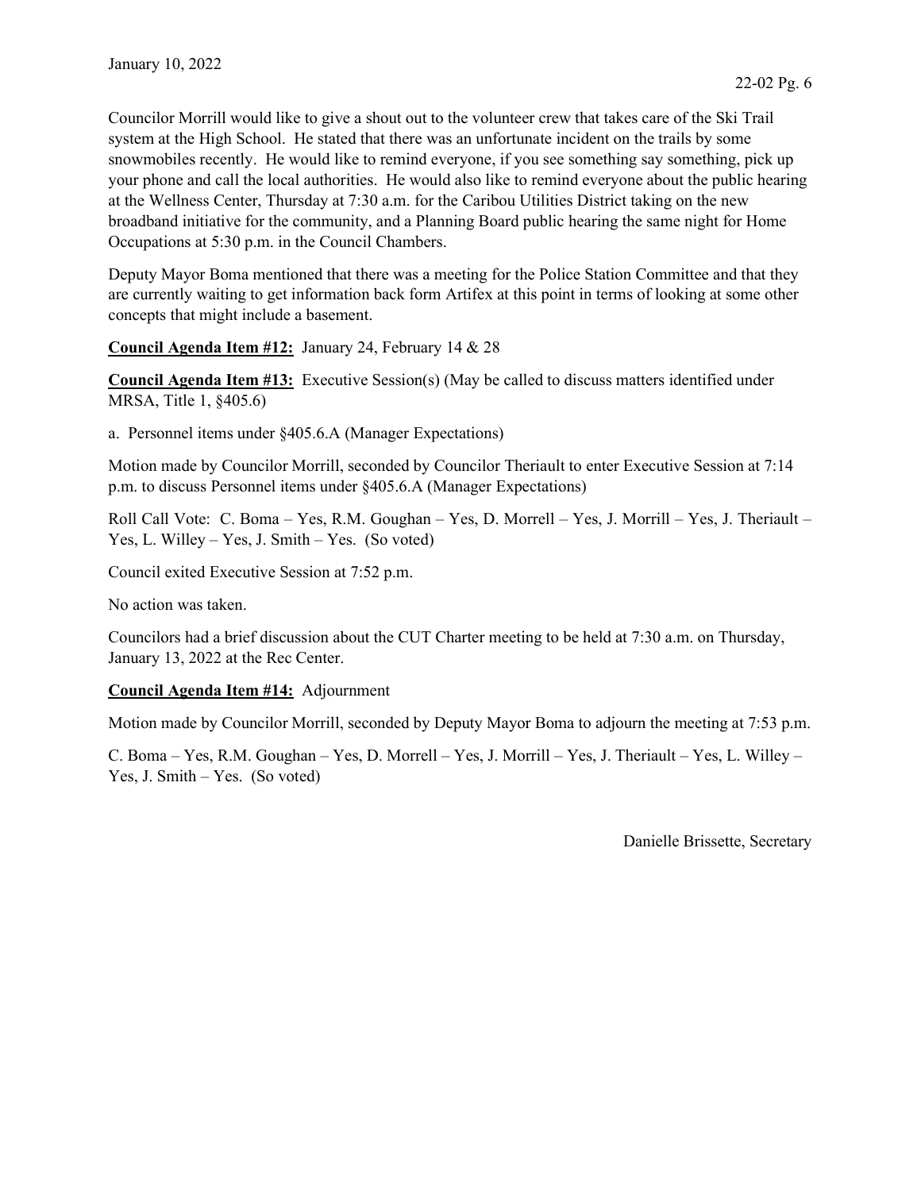Councilor Morrill would like to give a shout out to the volunteer crew that takes care of the Ski Trail system at the High School. He stated that there was an unfortunate incident on the trails by some snowmobiles recently. He would like to remind everyone, if you see something say something, pick up your phone and call the local authorities. He would also like to remind everyone about the public hearing at the Wellness Center, Thursday at 7:30 a.m. for the Caribou Utilities District taking on the new broadband initiative for the community, and a Planning Board public hearing the same night for Home Occupations at 5:30 p.m. in the Council Chambers.

Deputy Mayor Boma mentioned that there was a meeting for the Police Station Committee and that they are currently waiting to get information back form Artifex at this point in terms of looking at some other concepts that might include a basement.

**Council Agenda Item #12:** January 24, February 14 & 28

**Council Agenda Item #13:** Executive Session(s) (May be called to discuss matters identified under MRSA, Title 1, §405.6)

a. Personnel items under §405.6.A (Manager Expectations)

Motion made by Councilor Morrill, seconded by Councilor Theriault to enter Executive Session at 7:14 p.m. to discuss Personnel items under §405.6.A (Manager Expectations)

Roll Call Vote: C. Boma – Yes, R.M. Goughan – Yes, D. Morrell – Yes, J. Morrill – Yes, J. Theriault – Yes, L. Willey – Yes, J. Smith – Yes. (So voted)

Council exited Executive Session at 7:52 p.m.

No action was taken.

Councilors had a brief discussion about the CUT Charter meeting to be held at 7:30 a.m. on Thursday, January 13, 2022 at the Rec Center.

**Council Agenda Item #14:** Adjournment

Motion made by Councilor Morrill, seconded by Deputy Mayor Boma to adjourn the meeting at 7:53 p.m.

C. Boma – Yes, R.M. Goughan – Yes, D. Morrell – Yes, J. Morrill – Yes, J. Theriault – Yes, L. Willey – Yes, J. Smith – Yes. (So voted)

Danielle Brissette, Secretary